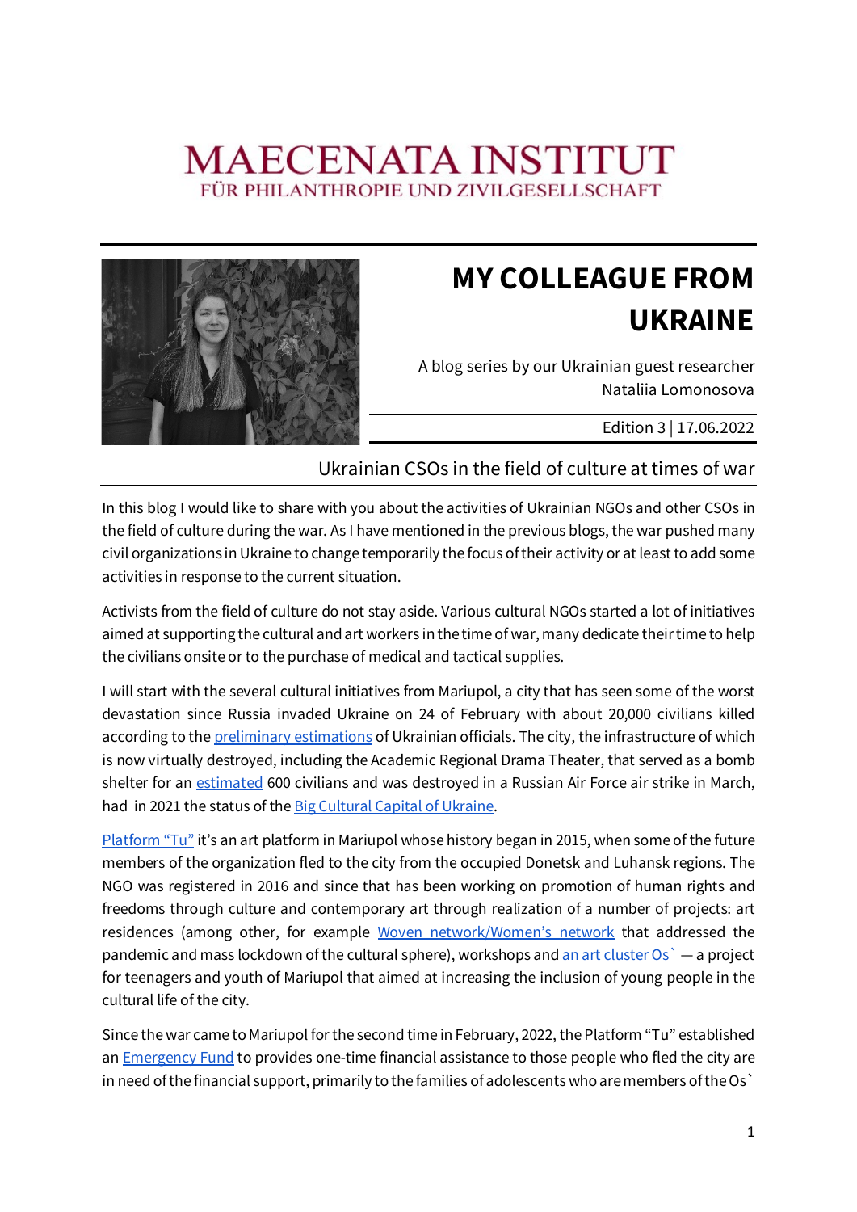# MAECENATA INSTITUT

FÜR PHILANTHROPIE UND ZIVILGESELLSCHAFT

## MY COLLEAGUE FROM UKRAINE

A blog series by our Ukrainian guest researcher Nataliia Lomonosova

Edition 3 | 17.06.2022

### Ukrainian CSOs in the field of culture at times of war

In this blog I would like to share with you about the activities of Ukrainian NGOs and other CSOs in the field of culture during the war. As I have mentioned in the previous blogs, the war pushed many civil organizations in Ukraine to change temporarily the focus of their activity or at least to add some activities in response to the current situation.

Activists from the field of culture do not stay aside. Various cultural NGOs started a lot of initiatives aimed at supporting the cultural and art workers in the time of war, many dedicate their time to help the civilians onsite or to the purchase of medical and tactical supplies.

I will start with the several cultural initiatives from Mariupol, a city that has seen some of the worst devastation since Russia invaded Ukraine on 24 of February with about 20,000 civilians killed according to the preliminary estimations of Ukrainian officials. The city, the infrastructure of which is now virtually destroyed, including the Academic Regional Drama Theater, that served as a bomb shelter for an estimated 600 civilians and was destroyed in a Russian Air Force air strike in March, had in 2021 the status of the Big Cultural Capital of Ukraine.

Platform "Tu" it's an art platform in Mariupol whose history began in 2015, when some of the future members of the organization fled to the city from the occupied Donetsk and Luhansk regions. The NGO was registered in 2016 and since that has been working on promotion of human rights and freedoms through culture and contemporary art through realization of a number of projects: art residences (among other, for example Woven network/Women's network that addressed the pandemic and mass lockdown of the cultural sphere), workshops and an art cluster Os` — a project for teenagers and youth of Mariupol that aimed at increasing the inclusion of young people in the cultural life of the city.

Since the war came to Mariupol for the second time in February, 2022, the Platform "Tu" established an Emergency Fund to provides one-time financial assistance to those people who fled the city are in need of the financial support, primarily to the families of adolescents who are members of the Os`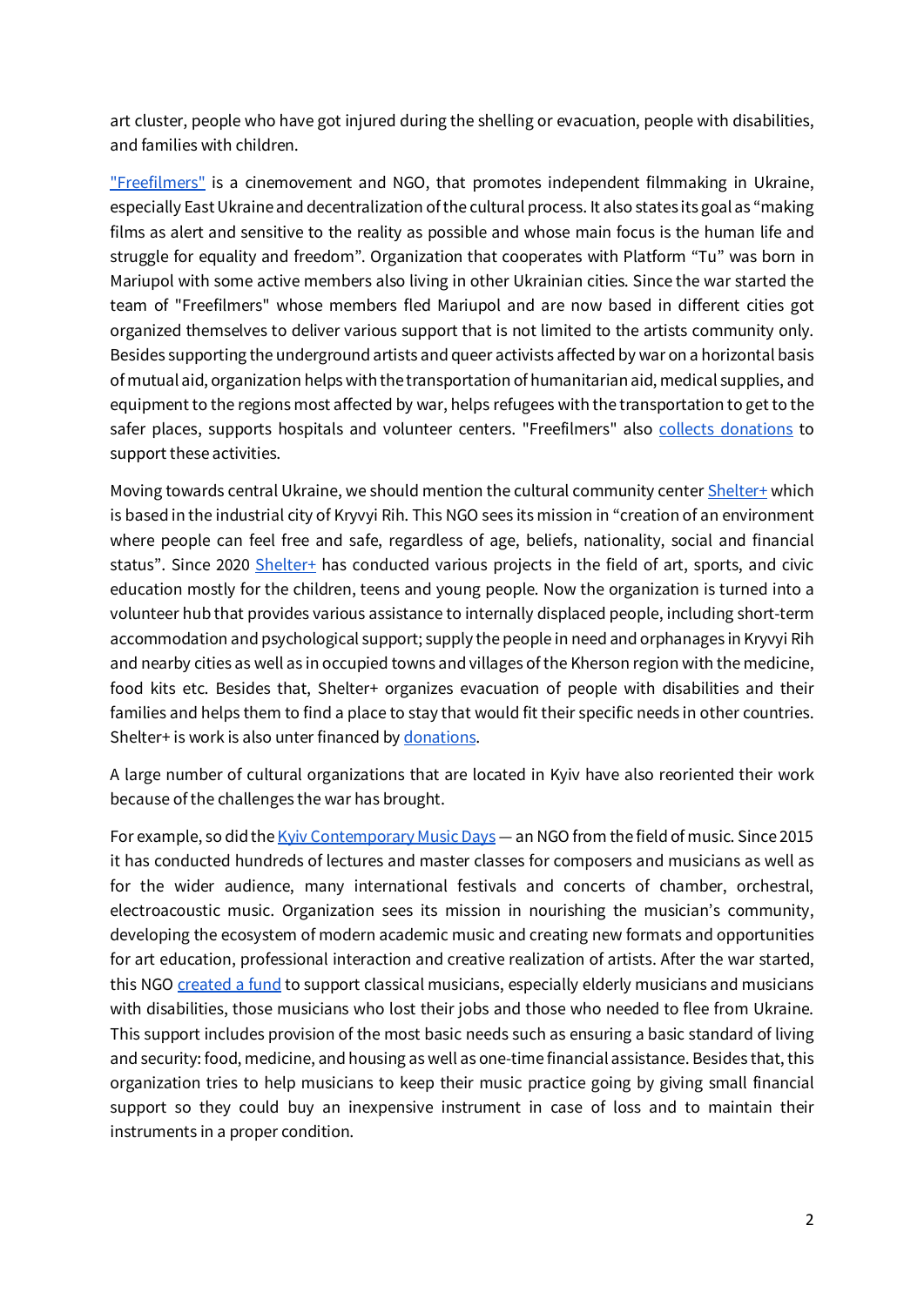art cluster, people who have got injured during the shelling or evacuation, people with disabilities, and families with children.

"Freefilmers" is a cinemovement and NGO, that promotes independent filmmaking in Ukraine, especially East Ukraine and decentralization of the cultural process. It also states its goal as "making films as alert and sensitive to the reality as possible and whose main focus is the human life and struggle for equality and freedom". Organization that cooperates with Platform "Tu" was born in Mariupol with some active members also living in other Ukrainian cities. Since the war started the team of "Freefilmers" whose members fled Mariupol and are now based in different cities got organized themselves to deliver various support that is not limited to the artists community only. Besides supporting the underground artists and queer activists affected by war on a horizontal basis of mutual aid, organization helps with the transportation of humanitarian aid, medical supplies, and equipment to the regions most affected by war, helps refugees with the transportation to get to the safer places, supports hospitals and volunteer centers. "Freefilmers" also collects donations to support these activities.

Moving towards central Ukraine, we should mention the cultural community center Shelter+ which is based in the industrial city of Kryvyi Rih. This NGO sees its mission in "creation of an environment where people can feel free and safe, regardless of age, beliefs, nationality, social and financial status". Since 2020 Shelter+ has conducted various projects in the field of art, sports, and civic education mostly for the children, teens and young people. Now the organization is turned into a volunteer hub that provides various assistance to internally displaced people, including short-term accommodation and psychological support; supply the people in need and orphanages in Kryvyi Rih and nearby cities as well as in occupied towns and villages of the Kherson region with the medicine, food kits etc. Besides that, Shelter+ organizes evacuation of people with disabilities and their families and helps them to find a place to stay that would fit their specific needs in other countries. Shelter+ is work is also unter financed by donations.

A large number of cultural organizations that are located in Kyiv have also reoriented their work because of the challenges the war has brought.

For example, so did the Kyiv Contemporary Music Days — an NGO from the field of music. Since 2015 it has conducted hundreds of lectures and master classes for composers and musicians as well as for the wider audience, many international festivals and concerts of chamber, orchestral, electroacoustic music. Organization sees its mission in nourishing the musician's community, developing the ecosystem of modern academic music and creating new formats and opportunities for art education, professional interaction and creative realization of artists. After the war started, this NGO created a fund to support classical musicians, especially elderly musicians and musicians with disabilities, those musicians who lost their jobs and those who needed to flee from Ukraine. This support includes provision of the most basic needs such as ensuring a basic standard of living and security: food, medicine, and housing as well as one-time financial assistance. Besides that, this organization tries to help musicians to keep their music practice going by giving small financial support so they could buy an inexpensive instrument in case of loss and to maintain their instruments in a proper condition.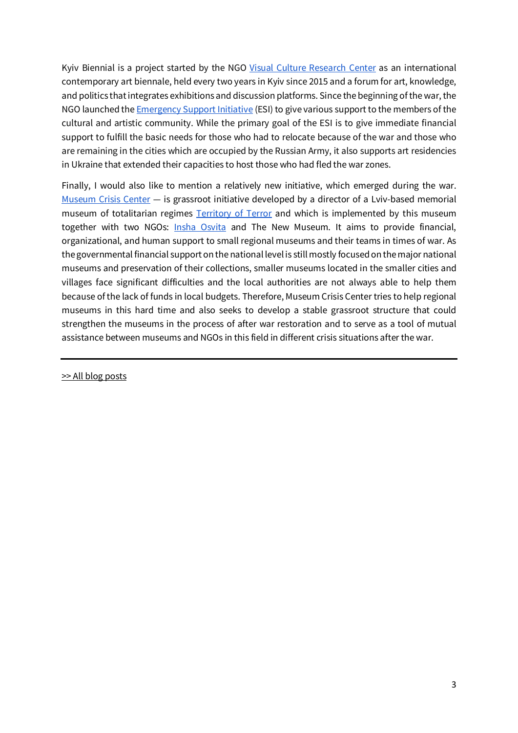Kyiv Biennial is a project started by the NGO [Visual Culture Research Center] as an international contemporary art biennale, held every two years in Kyiv since 2015 and a forum for art, knowledge, and politics that integrates exhibitions and discussion platforms. Since the beginning of the war, the NGO launched the [Emergency Support Initiative] (ESI) to give various support to the members of the cultural and artistic community. While the primary goal of the ESI is to give immediate financial support to fulfill the basic needs for those who had to relocate because of the war and those who are remaining in the cities which are occupied by the Russian Army, it also supports art residencies in Ukraine that extended their capacities to host those who had fled the war zones.

Finally, I would also like to mention a relatively new initiative, which emerged during the war. [Museum Crisis Center] — is grassroot initiative developed by a director of a Lviv-based memorial museum of totalitarian regimes [Territory of Terror] and which is implemented by this museum together with two NGOs: [Insha Osvita] and The New Museum. It aims to provide financial, organizational, and human support to small regional museums and their teams in times of war. As the governmental financial support on the national level is still mostly focused on the major national museums and preservation of their collections, smaller museums located in the smaller cities and villages face significant difficulties and the local authorities are not always able to help them because of the lack of funds in local budgets. Therefore, Museum Crisis Center tries to help regional museums in this hard time and also seeks to develop a stable grassroot structure that could strengthen the museums in the process of after war restoration and to serve as a tool of mutual assistance between museums and NGOs in this field in different crisis situations after the war.

---

>> All blog posts